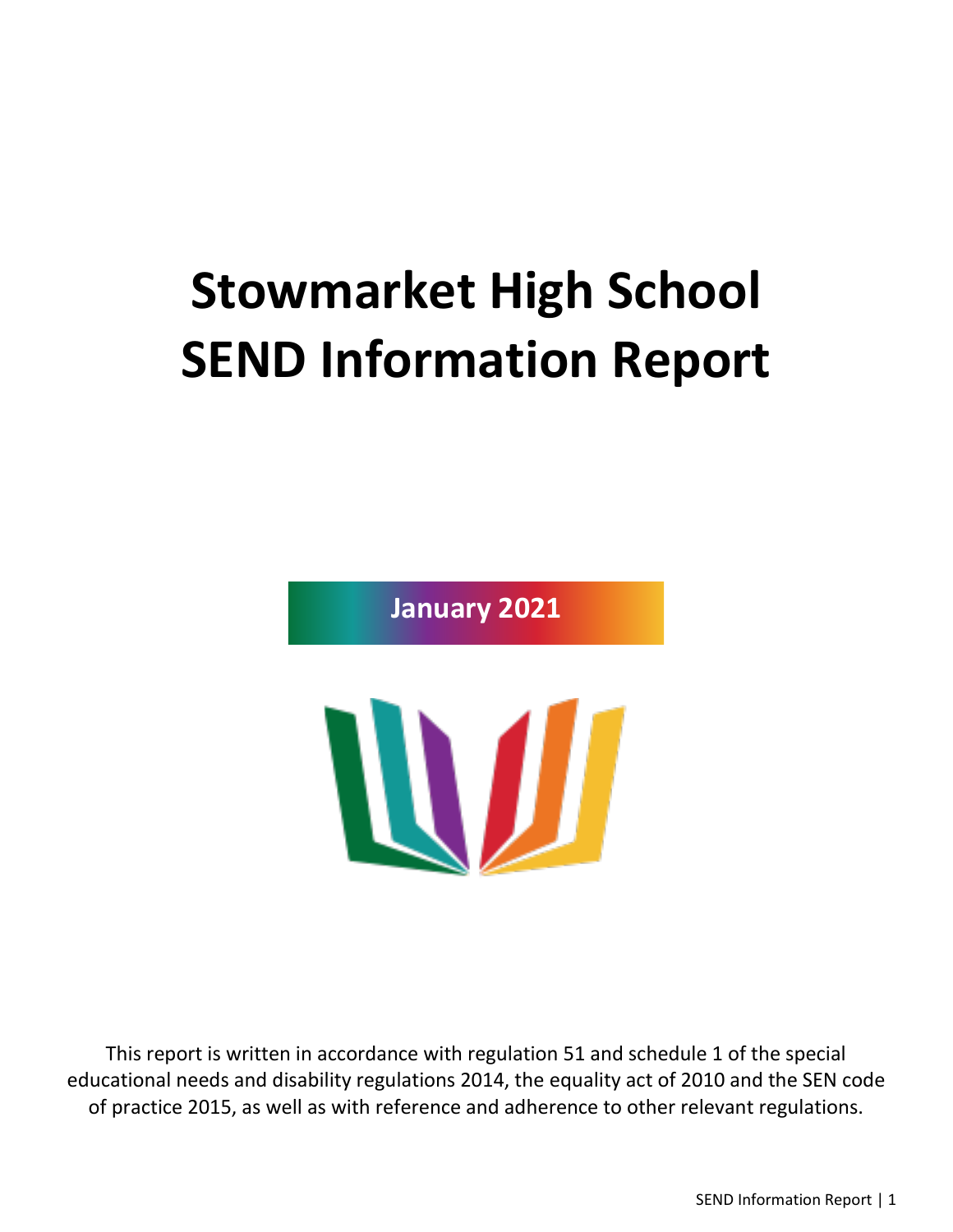# Stowmarket High School SEND Information Report

**January 2021**

This report is written in accordance with regulation 51 and schedule 1 of the special educational needs and disability regulations 2014, the equality act of 2010 and the SEN code of practice 2015, as well as with reference and adherence to other relevant regulations.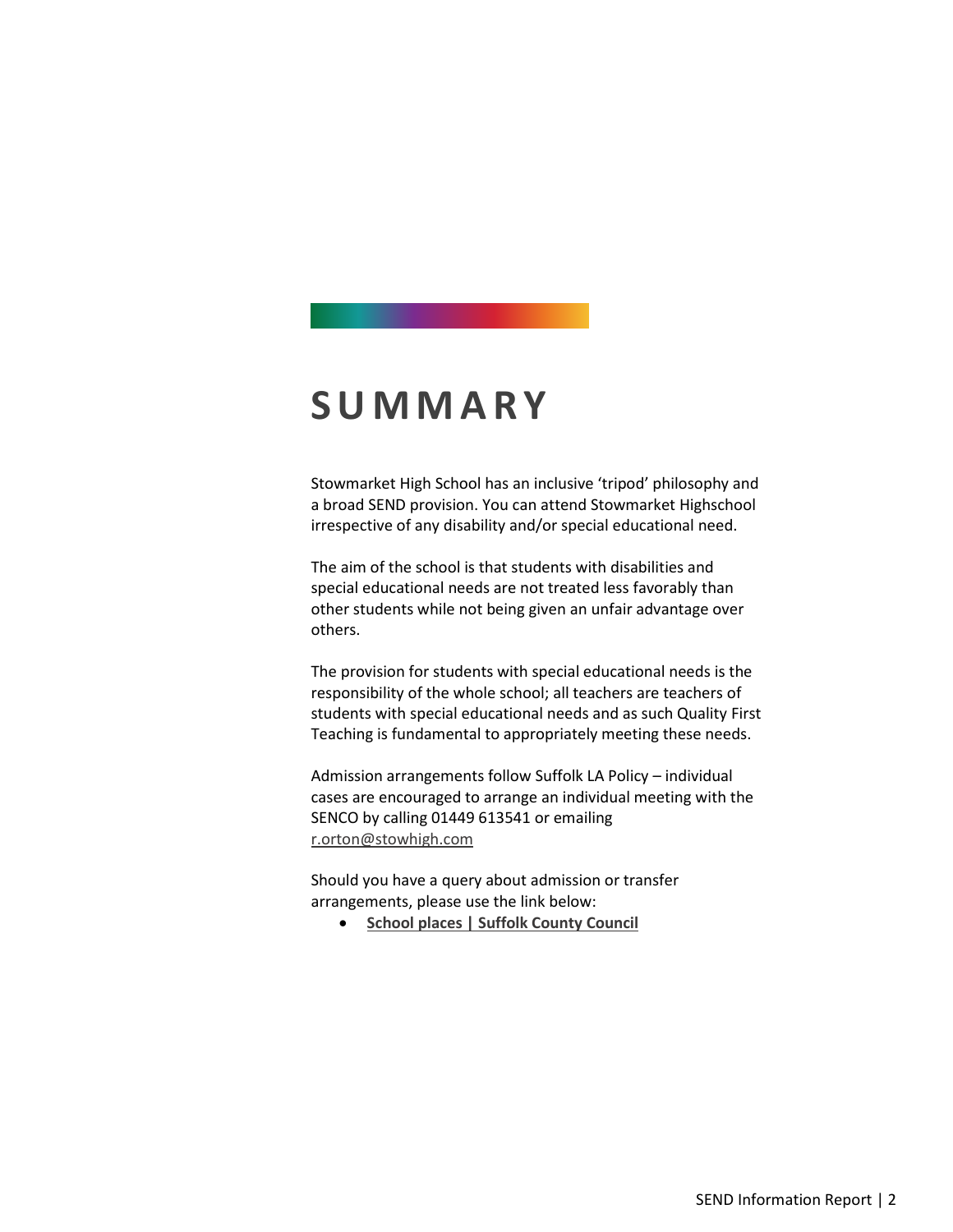# SUMMARY

Stowmarket High School has an inclusive 'tripod' philosophy and a broad SEND provision. You can attend Stowmarket Highschool irrespective of any disability and/or special educational need.

The aim of the school is that students with disabilities and special educational needs are not treated less favorably than other students while not being given an unfair advantage over others.

The provision for students with special educational needs is the responsibility of the whole school; all teachers are teachers of students with special educational needs and as such Quality First Teaching is fundamental to appropriately meeting these needs.

Admission arrangements follow Suffolk LA Policy – individual cases are encouraged to arrange an individual meeting with the SENCO by calling 01449 613541 or emailing r.orton@stowhigh.com

Should you have a query about admission or transfer arrangements, please use the link below:

- **School places | Suffolk County Council**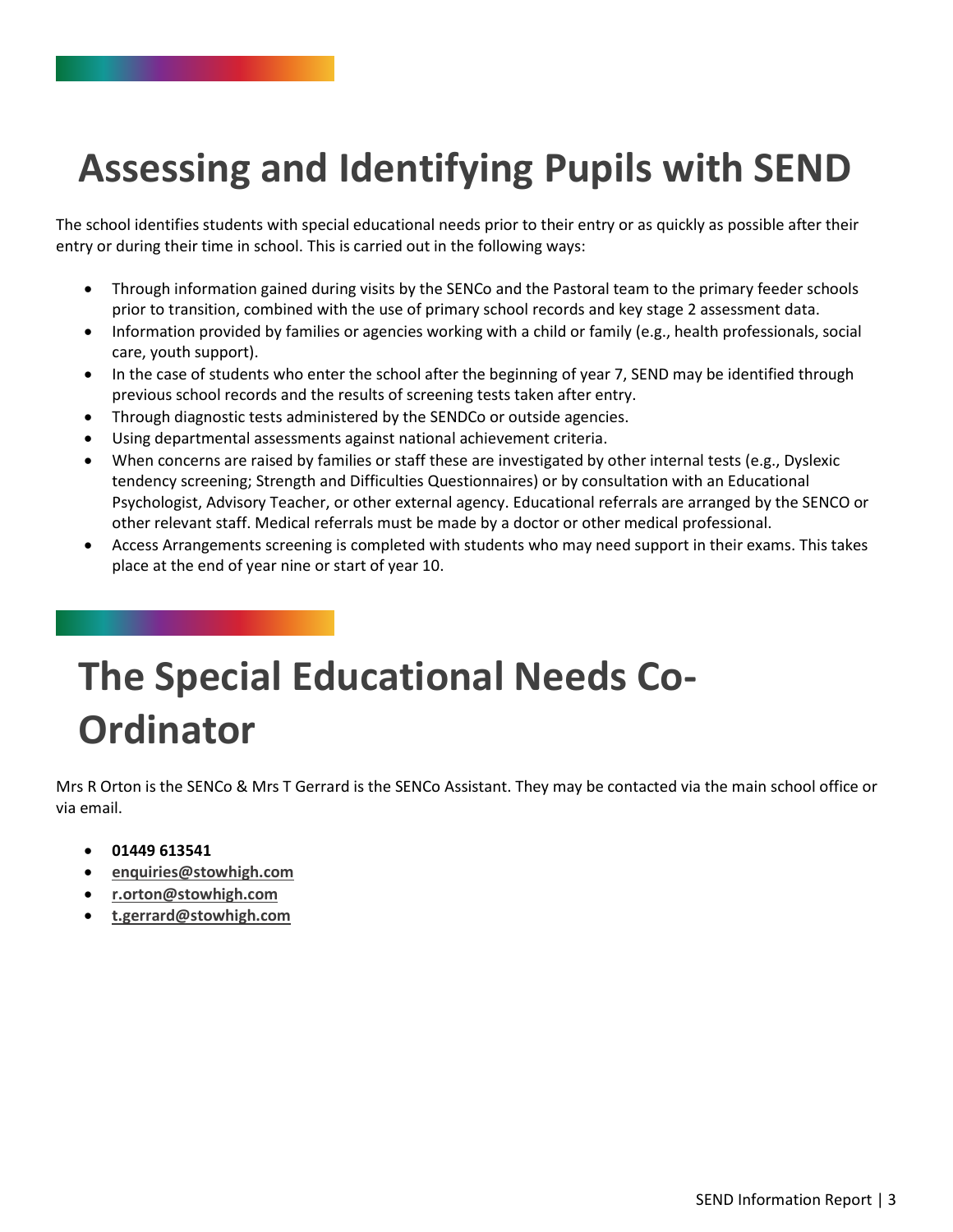# Assessing and Identifying Pupils with SEND

The school identifies students with special educational needs prior to their entry or as quickly as possible after their entry or during their time in school. This is carried out in the following ways:

- Through information gained during visits by the SENCo and the Pastoral team to the primary feeder schools prior to transition, combined with the use of primary school records and key stage 2 assessment data.
- Information provided by families or agencies working with a child or family (e.g., health professionals, social care, youth support).
- In the case of students who enter the school after the beginning of year 7, SEND may be identified through previous school records and the results of screening tests taken after entry.
- Through diagnostic tests administered by the SENDCo or outside agencies.
- Using departmental assessments against national achievement criteria.
- When concerns are raised by families or staff these are investigated by other internal tests (e.g., Dyslexic tendency screening; Strength and Difficulties Questionnaires) or by consultation with an Educational Psychologist, Advisory Teacher, or other external agency. Educational referrals are arranged by the SENCO or other relevant staff. Medical referrals must be made by a doctor or other medical professional.
- Access Arrangements screening is completed with students who may need support in their exams. This takes place at the end of year nine or start of year 10.

# The Special Educational Needs Co-Ordinator

Mrs R Orton is the SENCo & Mrs T Gerrard is the SENCo Assistant. They may be contacted via the main school office or via email.

- **01449 613541**
- **enquiries@stowhigh.com**
- **r.orton@stowhigh.com**
- **t.gerrard@stowhigh.com**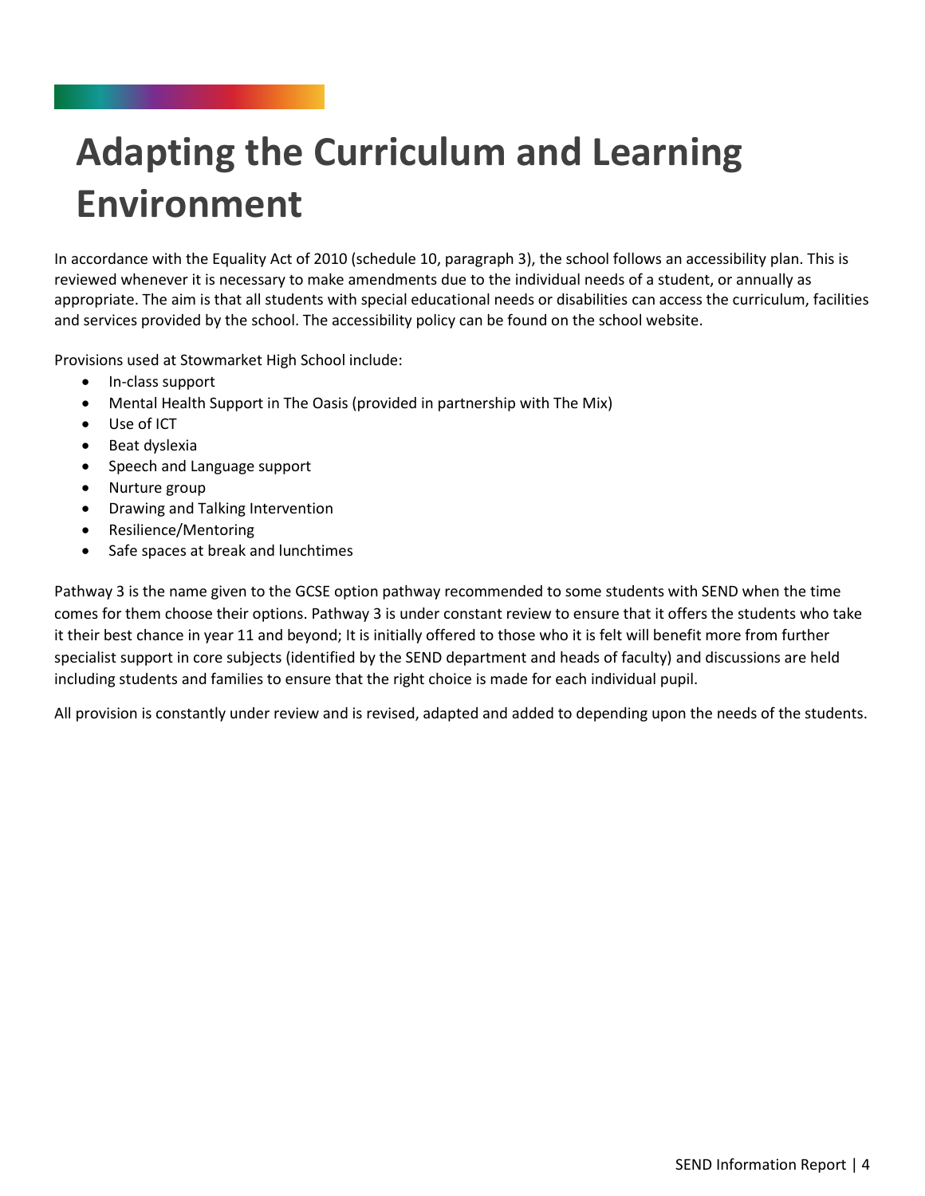# Adapting the Curriculum and Learning Environment

In accordance with the Equality Act of 2010 (schedule 10, paragraph 3), the school follows an accessibility plan. This is reviewed whenever it is necessary to make amendments due to the individual needs of a student, or annually as appropriate. The aim is that all students with special educational needs or disabilities can access the curriculum, facilities and services provided by the school. The accessibility policy can be found on the school website.

Provisions used at Stowmarket High School include:

- In-class support
- Mental Health Support in The Oasis (provided in partnership with The Mix)
- Use of ICT
- Beat dyslexia
- Speech and Language support
- Nurture group
- Drawing and Talking Intervention
- Resilience/Mentoring
- Safe spaces at break and lunchtimes

Pathway 3 is the name given to the GCSE option pathway recommended to some students with SEND when the time comes for them choose their options. Pathway 3 is under constant review to ensure that it offers the students who take it their best chance in year 11 and beyond; It is initially offered to those who it is felt will benefit more from further specialist support in core subjects (identified by the SEND department and heads of faculty) and discussions are held including students and families to ensure that the right choice is made for each individual pupil.

All provision is constantly under review and is revised, adapted and added to depending upon the needs of the students.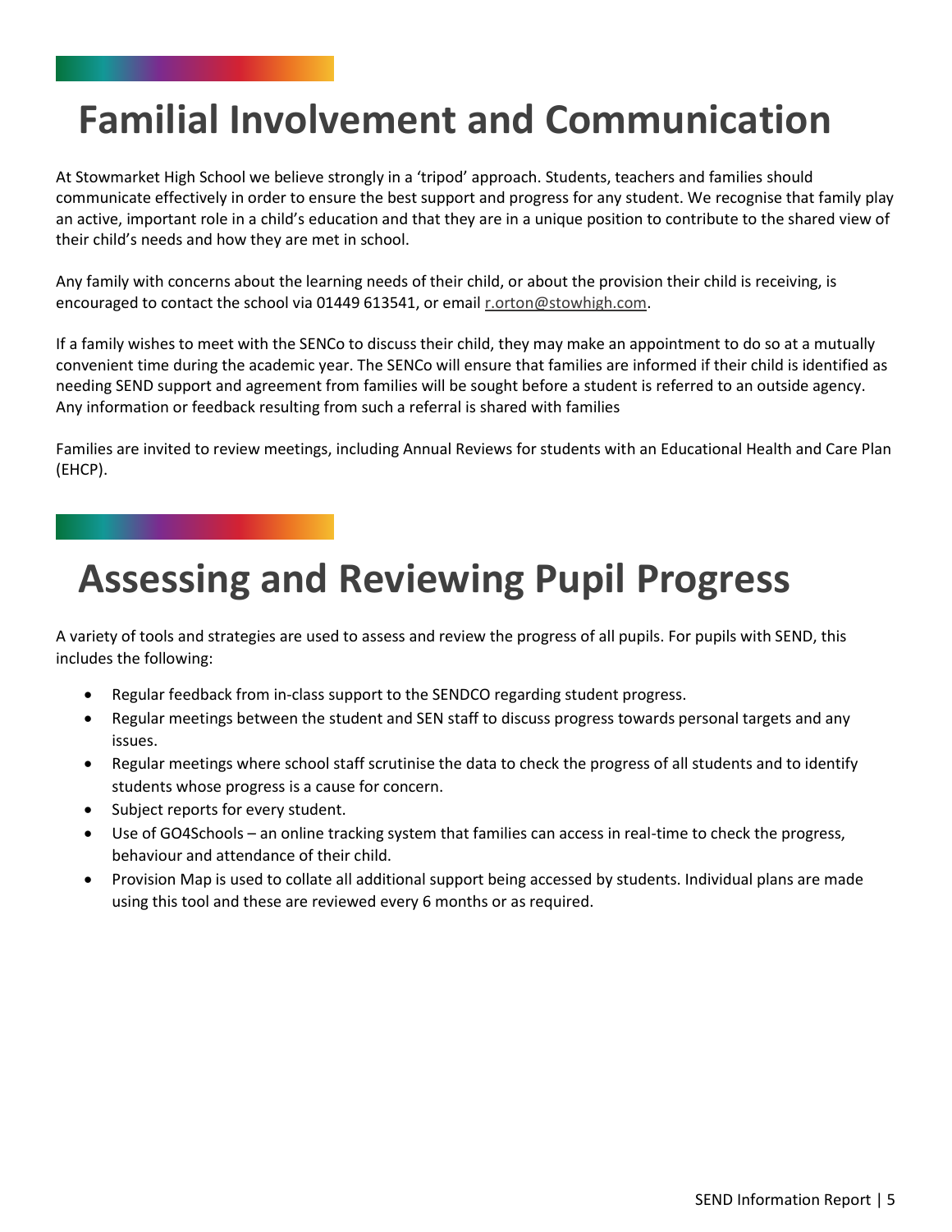# Familial Involvement and Communication

At Stowmarket High School we believe strongly in a 'tripod' approach. Students, teachers and families should communicate effectively in order to ensure the best support and progress for any student. We recognise that family play an active, important role in a child's education and that they are in a unique position to contribute to the shared view of their child's needs and how they are met in school.

Any family with concerns about the learning needs of their child, or about the provision their child is receiving, is encouraged to contact the school via 01449 613541, or email r.orton@stowhigh.com.

If a family wishes to meet with the SENCo to discuss their child, they may make an appointment to do so at a mutually convenient time during the academic year. The SENCo will ensure that families are informed if their child is identified as needing SEND support and agreement from families will be sought before a student is referred to an outside agency. Any information or feedback resulting from such a referral is shared with families

Families are invited to review meetings, including Annual Reviews for students with an Educational Health and Care Plan (EHCP).

# Assessing and Reviewing Pupil Progress

A variety of tools and strategies are used to assess and review the progress of all pupils. For pupils with SEND, this includes the following:

- Regular feedback from in-class support to the SENDCO regarding student progress.
- Regular meetings between the student and SEN staff to discuss progress towards personal targets and any issues.
- Regular meetings where school staff scrutinise the data to check the progress of all students and to identify students whose progress is a cause for concern.
- Subject reports for every student.
- Use of GO4Schools – an online tracking system that families can access in real-time to check the progress, behaviour and attendance of their child.
- Provision Map is used to collate all additional support being accessed by students. Individual plans are made using this tool and these are reviewed every 6 months or as required.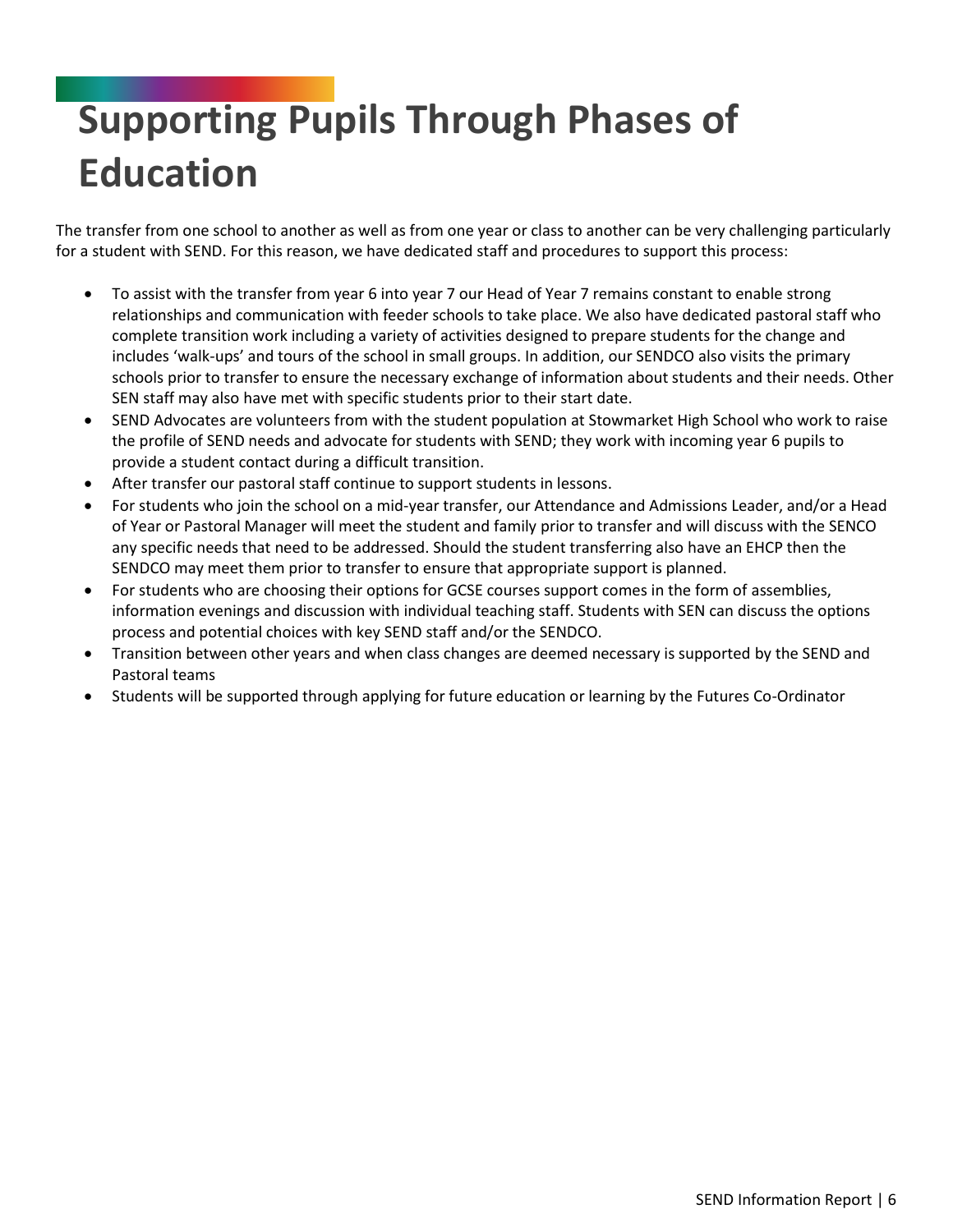# Supporting Pupils Through Phases of Education

The transfer from one school to another as well as from one year or class to another can be very challenging particularly for a student with SEND. For this reason, we have dedicated staff and procedures to support this process:

- To assist with the transfer from year 6 into year 7 our Head of Year 7 remains constant to enable strong relationships and communication with feeder schools to take place. We also have dedicated pastoral staff who complete transition work including a variety of activities designed to prepare students for the change and includes 'walk-ups' and tours of the school in small groups. In addition, our SENDCO also visits the primary schools prior to transfer to ensure the necessary exchange of information about students and their needs. Other SEN staff may also have met with specific students prior to their start date.
- SEND Advocates are volunteers from with the student population at Stowmarket High School who work to raise the profile of SEND needs and advocate for students with SEND; they work with incoming year 6 pupils to provide a student contact during a difficult transition.
- After transfer our pastoral staff continue to support students in lessons.
- For students who join the school on a mid-year transfer, our Attendance and Admissions Leader, and/or a Head of Year or Pastoral Manager will meet the student and family prior to transfer and will discuss with the SENCO any specific needs that need to be addressed. Should the student transferring also have an EHCP then the SENDCO may meet them prior to transfer to ensure that appropriate support is planned.
- For students who are choosing their options for GCSE courses support comes in the form of assemblies, information evenings and discussion with individual teaching staff. Students with SEN can discuss the options process and potential choices with key SEND staff and/or the SENDCO.
- Transition between other years and when class changes are deemed necessary is supported by the SEND and Pastoral teams
- Students will be supported through applying for future education or learning by the Futures Co-Ordinator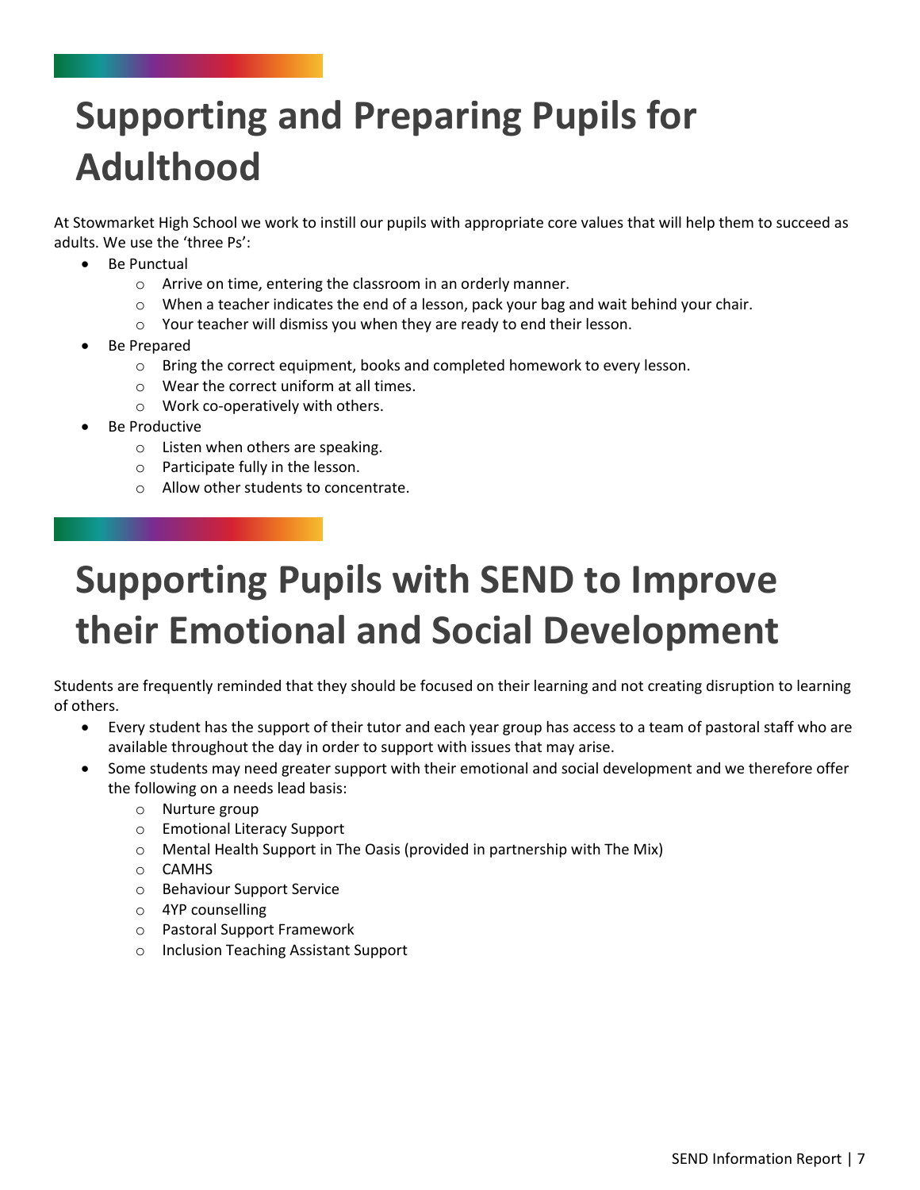# Supporting and Preparing Pupils for Adulthood

At Stowmarket High School we work to instill our pupils with appropriate core values that will help them to succeed as adults. We use the 'three Ps':

- Be Punctual
  - Arrive on time, entering the classroom in an orderly manner.
  - When a teacher indicates the end of a lesson, pack your bag and wait behind your chair.
  - Your teacher will dismiss you when they are ready to end their lesson.
- Be Prepared
  - Bring the correct equipment, books and completed homework to every lesson.
  - Wear the correct uniform at all times.
  - Work co-operatively with others.
- Be Productive
  - Listen when others are speaking.
  - Participate fully in the lesson.
  - Allow other students to concentrate.

# Supporting Pupils with SEND to Improve their Emotional and Social Development

Students are frequently reminded that they should be focused on their learning and not creating disruption to learning of others.

- Every student has the support of their tutor and each year group has access to a team of pastoral staff who are available throughout the day in order to support with issues that may arise.
- Some students may need greater support with their emotional and social development and we therefore offer the following on a needs lead basis:
  - Nurture group
  - Emotional Literacy Support
  - Mental Health Support in The Oasis (provided in partnership with The Mix)
  - CAMHS
  - Behaviour Support Service
  - 4YP counselling
  - Pastoral Support Framework
  - Inclusion Teaching Assistant Support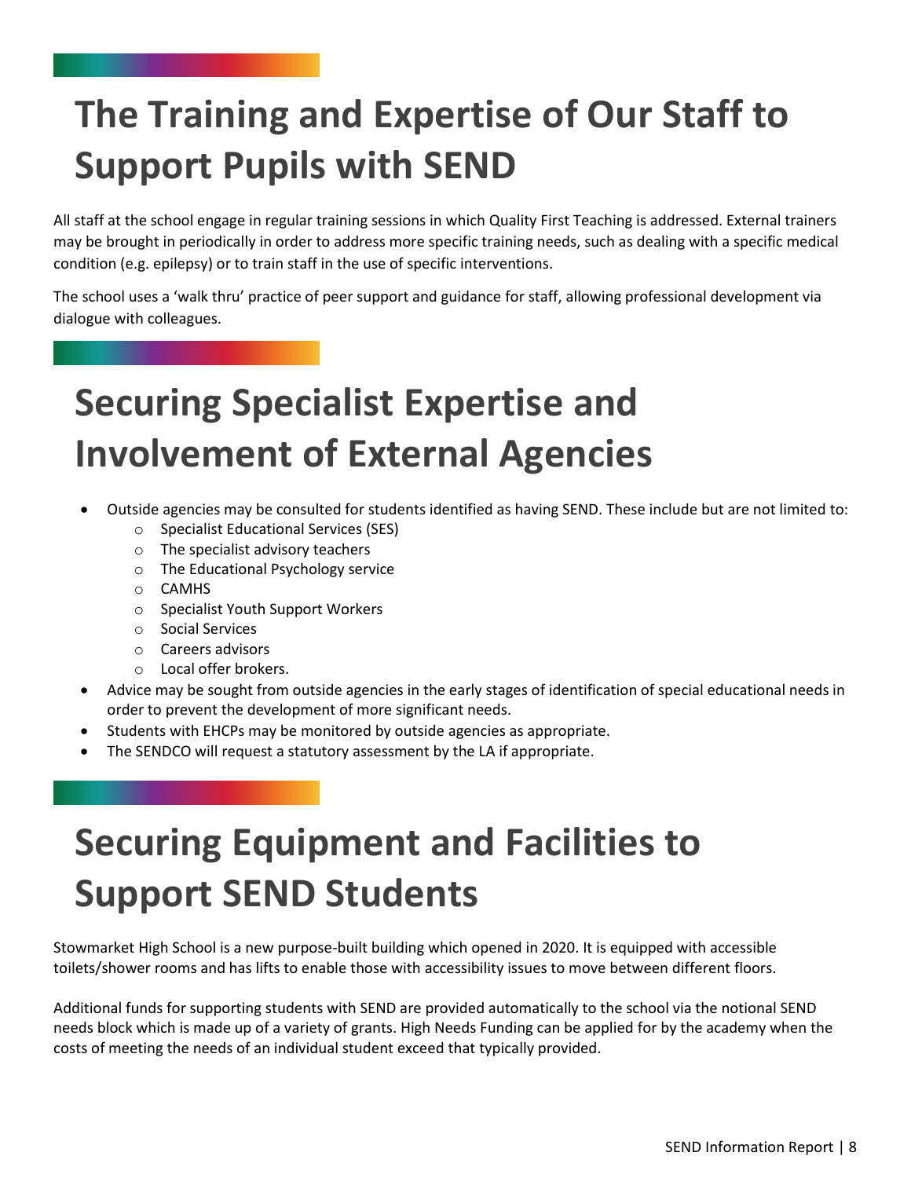# The Training and Expertise of Our Staff to Support Pupils with SEND

All staff at the school engage in regular training sessions in which Quality First Teaching is addressed. External trainers may be brought in periodically in order to address more specific training needs, such as dealing with a specific medical condition (e.g. epilepsy) or to train staff in the use of specific interventions.

The school uses a 'walk thru' practice of peer support and guidance for staff, allowing professional development via dialogue with colleagues.

# Securing Specialist Expertise and Involvement of External Agencies

- Outside agencies may be consulted for students identified as having SEND. These include but are not limited to:
  - Specialist Educational Services (SES)
  - The specialist advisory teachers
  - The Educational Psychology service
  - CAMHS
  - Specialist Youth Support Workers
  - Social Services
  - Careers advisors
  - Local offer brokers.
- Advice may be sought from outside agencies in the early stages of identification of special educational needs in order to prevent the development of more significant needs.
- Students with EHCPs may be monitored by outside agencies as appropriate.
- The SENDCO will request a statutory assessment by the LA if appropriate.

# Securing Equipment and Facilities to Support SEND Students

Stowmarket High School is a new purpose-built building which opened in 2020. It is equipped with accessible toilets/shower rooms and has lifts to enable those with accessibility issues to move between different floors.

Additional funds for supporting students with SEND are provided automatically to the school via the notional SEND needs block which is made up of a variety of grants. High Needs Funding can be applied for by the academy when the costs of meeting the needs of an individual student exceed that typically provided.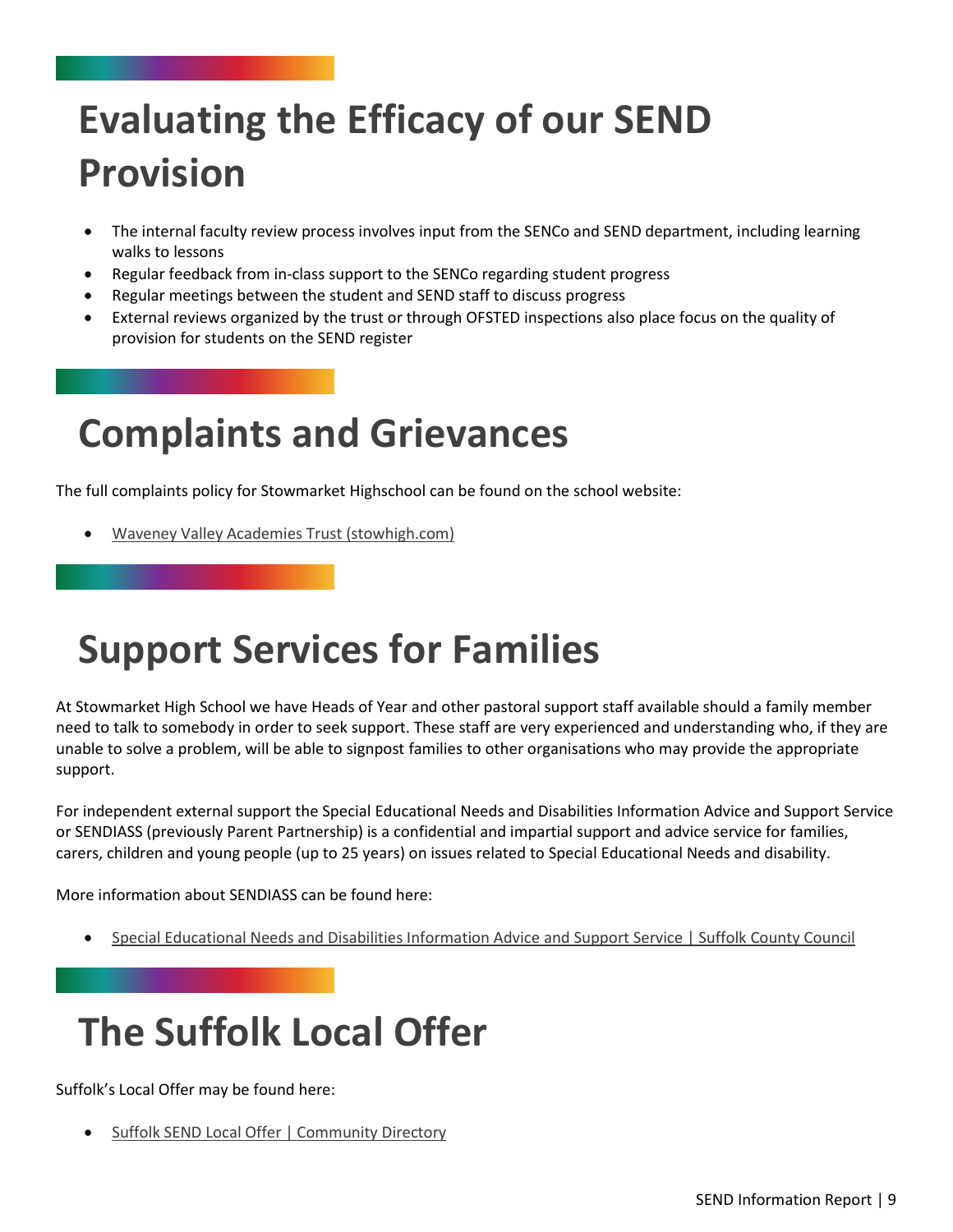# Evaluating the Efficacy of our SEND Provision

- The internal faculty review process involves input from the SENCo and SEND department, including learning walks to lessons
- Regular feedback from in-class support to the SENCo regarding student progress
- Regular meetings between the student and SEND staff to discuss progress
- External reviews organized by the trust or through OFSTED inspections also place focus on the quality of provision for students on the SEND register

# Complaints and Grievances

The full complaints policy for Stowmarket Highschool can be found on the school website:

- Waveney Valley Academies Trust (stowhigh.com)

# Support Services for Families

At Stowmarket High School we have Heads of Year and other pastoral support staff available should a family member need to talk to somebody in order to seek support. These staff are very experienced and understanding who, if they are unable to solve a problem, will be able to signpost families to other organisations who may provide the appropriate support.

For independent external support the Special Educational Needs and Disabilities Information Advice and Support Service or SENDIASS (previously Parent Partnership) is a confidential and impartial support and advice service for families, carers, children and young people (up to 25 years) on issues related to Special Educational Needs and disability.

More information about SENDIASS can be found here:

- Special Educational Needs and Disabilities Information Advice and Support Service | Suffolk County Council

# The Suffolk Local Offer

Suffolk's Local Offer may be found here:

- Suffolk SEND Local Offer | Community Directory